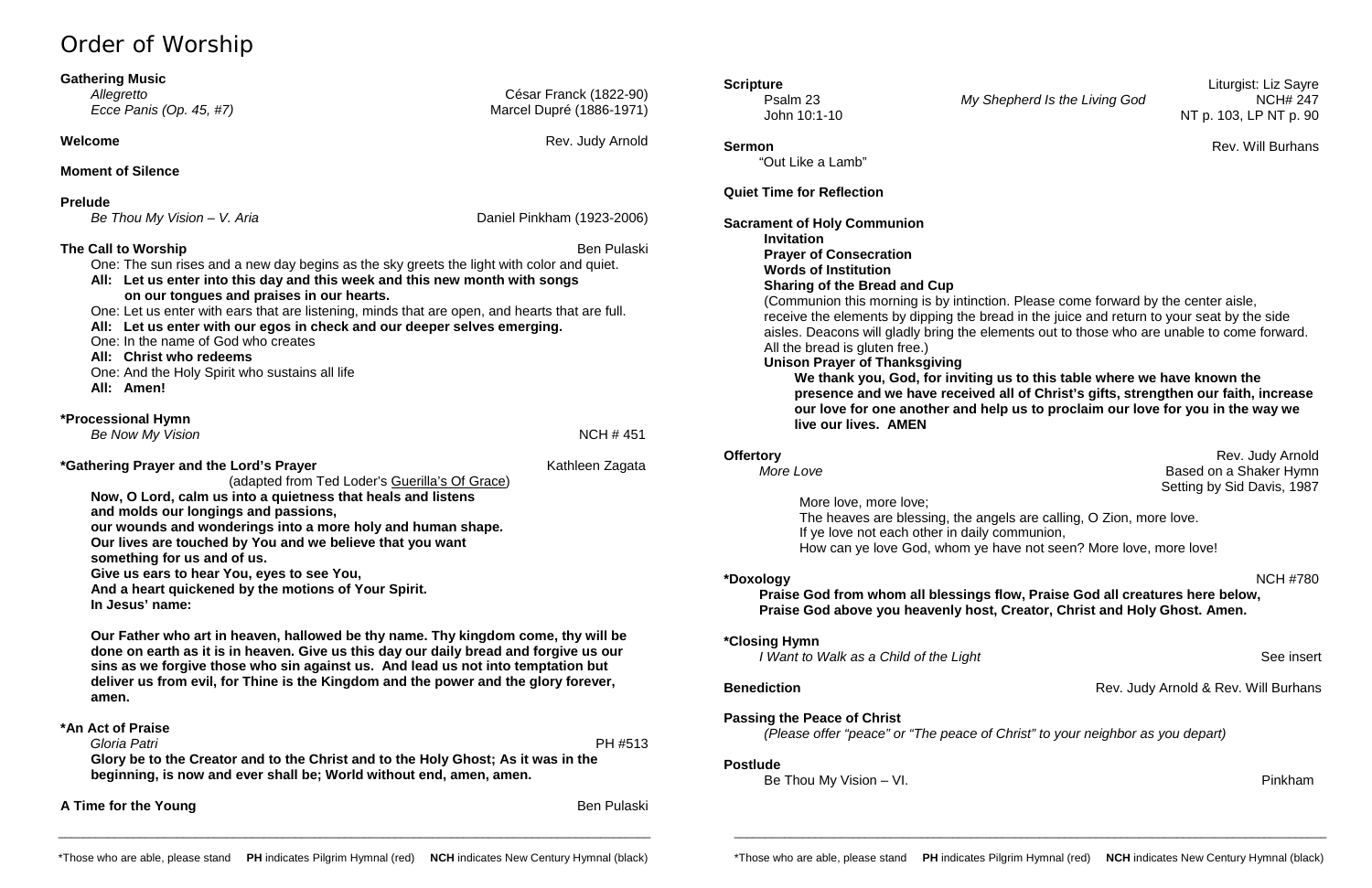# Order of Worship

**Gathering Music**
*Allegretto* — César Franck (1822-90)
*Ecce Panis (Op. 45, #7)* — Marcel Dupré (1886-1971)

**Welcome** — Rev. Judy Arnold

**Moment of Silence**

**Prelude**
*Be Thou My Vision – V. Aria* — Daniel Pinkham (1923-2006)

**The Call to Worship** — Ben Pulaski

One: The sun rises and a new day begins as the sky greets the light with color and quiet.
**All: Let us enter into this day and this week and this new month with songs on our tongues and praises in our hearts.**
One: Let us enter with ears that are listening, minds that are open, and hearts that are full.
**All: Let us enter with our egos in check and our deeper selves emerging.**
One: In the name of God who creates
**All: Christ who redeems**
One: And the Holy Spirit who sustains all life
**All: Amen!**

**\*Processional Hymn**
*Be Now My Vision* — NCH # 451

**\*Gathering Prayer and the Lord's Prayer** — Kathleen Zagata
(adapted from Ted Loder's Guerilla's Of Grace)

**Now, O Lord, calm us into a quietness that heals and listens
and molds our longings and passions,
our wounds and wonderings into a more holy and human shape.
Our lives are touched by You and we believe that you want
something for us and of us.
Give us ears to hear You, eyes to see You,
And a heart quickened by the motions of Your Spirit.
In Jesus' name:**

**Our Father who art in heaven, hallowed be thy name. Thy kingdom come, thy will be done on earth as it is in heaven. Give us this day our daily bread and forgive us our sins as we forgive those who sin against us. And lead us not into temptation but deliver us from evil, for Thine is the Kingdom and the power and the glory forever, amen.**

**\*An Act of Praise**
*Gloria Patri* — PH #513
**Glory be to the Creator and to the Christ and to the Holy Ghost; As it was in the beginning, is now and ever shall be; World without end, amen, amen.**

**A Time for the Young** — Ben Pulaski

**Scripture** — Liturgist: Liz Sayre
Psalm 23 — *My Shepherd Is the Living God* — NCH# 247
John 10:1-10 — NT p. 103, LP NT p. 90

**Sermon** — Rev. Will Burhans
"Out Like a Lamb"

**Quiet Time for Reflection**

**Sacrament of Holy Communion**
**Invitation**
**Prayer of Consecration**
**Words of Institution**
**Sharing of the Bread and Cup**
(Communion this morning is by intinction. Please come forward by the center aisle, receive the elements by dipping the bread in the juice and return to your seat by the side aisles. Deacons will gladly bring the elements out to those who are unable to come forward. All the bread is gluten free.)
**Unison Prayer of Thanksgiving**
**We thank you, God, for inviting us to this table where we have known the presence and we have received all of Christ's gifts, strengthen our faith, increase our love for one another and help us to proclaim our love for you in the way we live our lives. AMEN**

**Offertory** — Rev. Judy Arnold
*More Love* — Based on a Shaker Hymn, Setting by Sid Davis, 1987

More love, more love;
The heaves are blessing, the angels are calling, O Zion, more love.
If ye love not each other in daily communion,
How can ye love God, whom ye have not seen? More love, more love!

**\*Doxology** — NCH #780
**Praise God from whom all blessings flow, Praise God all creatures here below, Praise God above you heavenly host, Creator, Christ and Holy Ghost. Amen.**

**\*Closing Hymn**
*I Want to Walk as a Child of the Light* — See insert

**Benediction** — Rev. Judy Arnold & Rev. Will Burhans

**Passing the Peace of Christ**
*(Please offer "peace" or "The peace of Christ" to your neighbor as you depart)*

**Postlude**
Be Thou My Vision – VI. — Pinkham

\*Those who are able, please stand **PH** indicates Pilgrim Hymnal (red) **NCH** indicates New Century Hymnal (black)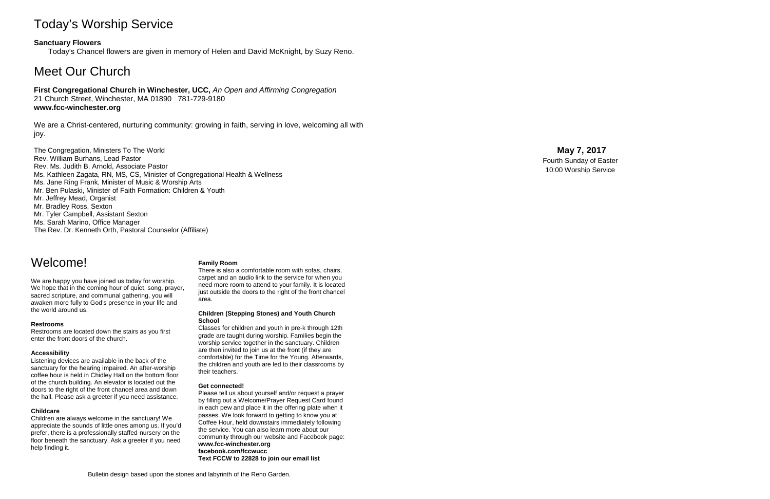# Today's Worship Service

**Sanctuary Flowers**

Today's Chancel flowers are given in memory of Helen and David McKnight, by Suzy Reno.

# Meet Our Church

**First Congregational Church in Winchester, UCC,** *An Open and Affirming Congregation*
21 Church Street, Winchester, MA 01890 781-729-9180
**www.fcc-winchester.org**

We are a Christ-centered, nurturing community: growing in faith, serving in love, welcoming all with joy.

The Congregation, Ministers To The World
Rev. William Burhans, Lead Pastor
Rev. Ms. Judith B. Arnold, Associate Pastor
Ms. Kathleen Zagata, RN, MS, CS, Minister of Congregational Health & Wellness
Ms. Jane Ring Frank, Minister of Music & Worship Arts
Mr. Ben Pulaski, Minister of Faith Formation: Children & Youth
Mr. Jeffrey Mead, Organist
Mr. Bradley Ross, Sexton
Mr. Tyler Campbell, Assistant Sexton
Ms. Sarah Marino, Office Manager
The Rev. Dr. Kenneth Orth, Pastoral Counselor (Affiliate)

# Welcome!

We are happy you have joined us today for worship. We hope that in the coming hour of quiet, song, prayer, sacred scripture, and communal gathering, you will awaken more fully to God's presence in your life and the world around us.

**Restrooms**

Restrooms are located down the stairs as you first enter the front doors of the church.

**Accessibility**

Listening devices are available in the back of the sanctuary for the hearing impaired. An after-worship coffee hour is held in Chidley Hall on the bottom floor of the church building. An elevator is located out the doors to the right of the front chancel area and down the hall. Please ask a greeter if you need assistance.

**Childcare**

Children are always welcome in the sanctuary! We appreciate the sounds of little ones among us. If you'd prefer, there is a professionally staffed nursery on the floor beneath the sanctuary. Ask a greeter if you need help finding it.

**Family Room**

There is also a comfortable room with sofas, chairs, carpet and an audio link to the service for when you need more room to attend to your family. It is located just outside the doors to the right of the front chancel area.

**Children (Stepping Stones) and Youth Church School**

Classes for children and youth in pre-k through 12th grade are taught during worship. Families begin the worship service together in the sanctuary. Children are then invited to join us at the front (if they are comfortable) for the Time for the Young. Afterwards, the children and youth are led to their classrooms by their teachers.

**Get connected!**

Please tell us about yourself and/or request a prayer by filling out a Welcome/Prayer Request Card found in each pew and place it in the offering plate when it passes. We look forward to getting to know you at Coffee Hour, held downstairs immediately following the service. You can also learn more about our community through our website and Facebook page:
**www.fcc-winchester.org**
**facebook.com/fccwucc**
**Text FCCW to 22828 to join our email list**

Bulletin design based upon the stones and labyrinth of the Reno Garden.

**May 7, 2017**
Fourth Sunday of Easter
10:00 Worship Service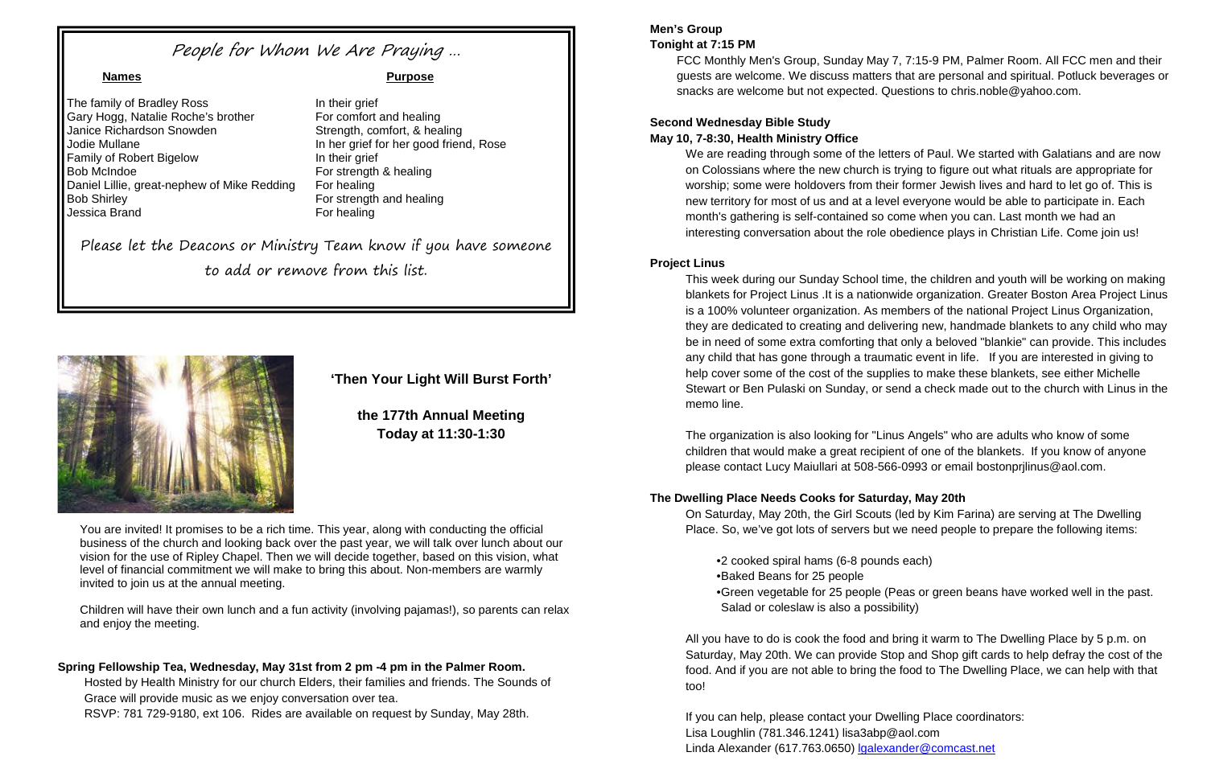## People for Whom We Are Praying …

| Names | Purpose |
| --- | --- |
| The family of Bradley Ross | In their grief |
| Gary Hogg, Natalie Roche's brother | For comfort and healing |
| Janice Richardson Snowden | Strength, comfort, & healing |
| Jodie Mullane | In her grief for her good friend, Rose |
| Family of Robert Bigelow | In their grief |
| Bob McIndoe | For strength & healing |
| Daniel Lillie, great-nephew of Mike Redding | For healing |
| Bob Shirley | For strength and healing |
| Jessica Brand | For healing |

Please let the Deacons or Ministry Team know if you have someone to add or remove from this list.

**'Then Your Light Will Burst Forth'**

**the 177th Annual Meeting**
**Today at 11:30-1:30**

You are invited! It promises to be a rich time. This year, along with conducting the official business of the church and looking back over the past year, we will talk over lunch about our vision for the use of Ripley Chapel. Then we will decide together, based on this vision, what level of financial commitment we will make to bring this about. Non-members are warmly invited to join us at the annual meeting.

Children will have their own lunch and a fun activity (involving pajamas!), so parents can relax and enjoy the meeting.

**Spring Fellowship Tea, Wednesday, May 31st from 2 pm -4 pm in the Palmer Room.**

Hosted by Health Ministry for our church Elders, their families and friends. The Sounds of Grace will provide music as we enjoy conversation over tea.
RSVP: 781 729-9180, ext 106. Rides are available on request by Sunday, May 28th.

**Men's Group**
**Tonight at 7:15 PM**

FCC Monthly Men's Group, Sunday May 7, 7:15-9 PM, Palmer Room. All FCC men and their guests are welcome. We discuss matters that are personal and spiritual. Potluck beverages or snacks are welcome but not expected. Questions to chris.noble@yahoo.com.

**Second Wednesday Bible Study**
**May 10, 7-8:30, Health Ministry Office**

We are reading through some of the letters of Paul. We started with Galatians and are now on Colossians where the new church is trying to figure out what rituals are appropriate for worship; some were holdovers from their former Jewish lives and hard to let go of. This is new territory for most of us and at a level everyone would be able to participate in. Each month's gathering is self-contained so come when you can. Last month we had an interesting conversation about the role obedience plays in Christian Life. Come join us!

**Project Linus**

This week during our Sunday School time, the children and youth will be working on making blankets for Project Linus .It is a nationwide organization. Greater Boston Area Project Linus is a 100% volunteer organization. As members of the national Project Linus Organization, they are dedicated to creating and delivering new, handmade blankets to any child who may be in need of some extra comforting that only a beloved "blankie" can provide. This includes any child that has gone through a traumatic event in life. If you are interested in giving to help cover some of the cost of the supplies to make these blankets, see either Michelle Stewart or Ben Pulaski on Sunday, or send a check made out to the church with Linus in the memo line.

The organization is also looking for "Linus Angels" who are adults who know of some children that would make a great recipient of one of the blankets. If you know of anyone please contact Lucy Maiullari at 508-566-0993 or email bostonprjlinus@aol.com.

**The Dwelling Place Needs Cooks for Saturday, May 20th**

On Saturday, May 20th, the Girl Scouts (led by Kim Farina) are serving at The Dwelling Place. So, we've got lots of servers but we need people to prepare the following items:

- 2 cooked spiral hams (6-8 pounds each)
- Baked Beans for 25 people
- Green vegetable for 25 people (Peas or green beans have worked well in the past. Salad or coleslaw is also a possibility)

All you have to do is cook the food and bring it warm to The Dwelling Place by 5 p.m. on Saturday, May 20th. We can provide Stop and Shop gift cards to help defray the cost of the food. And if you are not able to bring the food to The Dwelling Place, we can help with that too!

If you can help, please contact your Dwelling Place coordinators:
Lisa Loughlin (781.346.1241) lisa3abp@aol.com
Linda Alexander (617.763.0650) lgalexander@comcast.net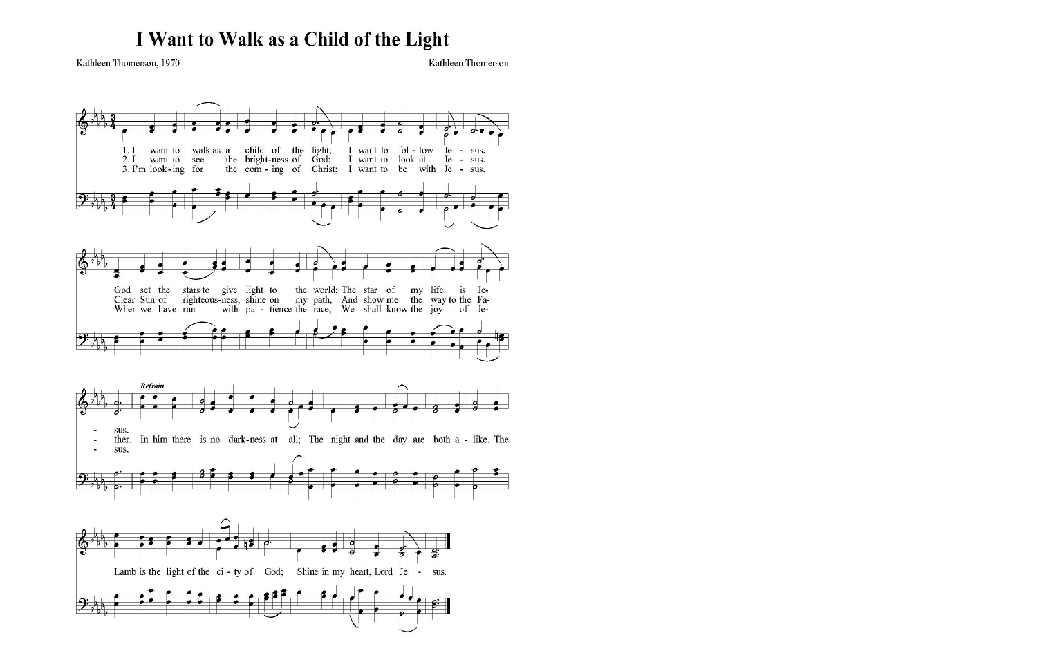# I Want to Walk as a Child of the Light

Kathleen Thomerson, 1970

Kathleen Thomerson

1. I want to walk as a child of the light; I want to follow Jesus. God set the stars to give light to the world; The star of my life is Jesus.

2. I want to see the brightness of God; I want to look at Jesus. Clear Sun of righteousness, shine on my path, And show me the way to the Father.

3. I'm looking for the coming of Christ; I want to be with Jesus. When we have run with patience the race, We shall know the joy of Jesus.

*Refrain*

In him there is no darkness at all; The night and the day are both alike. The Lamb is the light of the city of God; Shine in my heart, Lord Jesus.